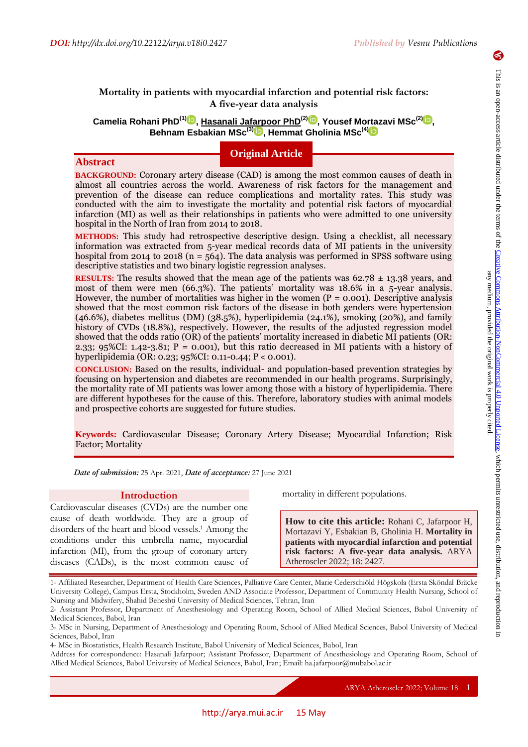DOI: http://dx.doi.org/10.22122/arya.v18i0.2427

Published by Vesnu Publications

# Mortality in patients with myocardial infarction and potential risk factors: A five-year data analysis

**Camelia Rohani PhD[1], Hasanali Jafarpoor PhD[2], Yousef Mortazavi MSc[2], Behnam Esbakian MSc[3], Hemmat Gholinia MSc[4]**

**Original Article**

## Abstract

**BACKGROUND:** Coronary artery disease (CAD) is among the most common causes of death in almost all countries across the world. Awareness of risk factors for the management and prevention of the disease can reduce complications and mortality rates. This study was conducted with the aim to investigate the mortality and potential risk factors of myocardial infarction (MI) as well as their relationships in patients who were admitted to one university hospital in the North of Iran from 2014 to 2018.

**METHODS:** This study had retrospective descriptive design. Using a checklist, all necessary information was extracted from 5-year medical records data of MI patients in the university hospital from 2014 to 2018 (n = 564). The data analysis was performed in SPSS software using descriptive statistics and two binary logistic regression analyses.

**RESULTS:** The results showed that the mean age of the patients was 62.78 ± 13.38 years, and most of them were men (66.3%). The patients' mortality was 18.6% in a 5-year analysis. However, the number of mortalities was higher in the women (P = 0.001). Descriptive analysis showed that the most common risk factors of the disease in both genders were hypertension (46.6%), diabetes mellitus (DM) (38.5%), hyperlipidemia (24.1%), smoking (20%), and family history of CVDs (18.8%), respectively. However, the results of the adjusted regression model showed that the odds ratio (OR) of the patients' mortality increased in diabetic MI patients (OR: 2.33; 95%CI: 1.42-3.81; P = 0.001), but this ratio decreased in MI patients with a history of hyperlipidemia (OR: 0.23; 95%CI: 0.11-0.44; P < 0.001).

**CONCLUSION:** Based on the results, individual- and population-based prevention strategies by focusing on hypertension and diabetes are recommended in our health programs. Surprisingly, the mortality rate of MI patients was lower among those with a history of hyperlipidemia. There are different hypotheses for the cause of this. Therefore, laboratory studies with animal models and prospective cohorts are suggested for future studies.

**Keywords:** Cardiovascular Disease; Coronary Artery Disease; Myocardial Infarction; Risk Factor; Mortality

*Date of submission:* 25 Apr. 2021, *Date of acceptance:* 27 June 2021

## Introduction

Cardiovascular diseases (CVDs) are the number one cause of death worldwide. They are a group of disorders of the heart and blood vessels.[1] Among the conditions under this umbrella name, myocardial infarction (MI), from the group of coronary artery diseases (CADs), is the most common cause of mortality in different populations.

**How to cite this article:** Rohani C, Jafarpoor H, Mortazavi Y, Esbakian B, Gholinia H. **Mortality in patients with myocardial infarction and potential risk factors: A five-year data analysis.** ARYA Atheroscler 2022; 18: 2427.

This is an open-access article distributed under the terms of the Creative Commons Attribution-NonCommercial 4.0 Unported License, which permits unrestricted use, distribution, and reproduction in any medium, provided the original work is properly cited.

1- Affiliated Researcher, Department of Health Care Sciences, Palliative Care Center, Marie Cederschiöld Högskola (Ersta Sköndal Bräcke University College), Campus Ersta, Stockholm, Sweden AND Associate Professor, Department of Community Health Nursing, School of Nursing and Midwifery, Shahid Beheshti University of Medical Sciences, Tehran, Iran

2- Assistant Professor, Department of Anesthesiology and Operating Room, School of Allied Medical Sciences, Babol University of Medical Sciences, Babol, Iran

3- MSc in Nursing, Department of Anesthesiology and Operating Room, School of Allied Medical Sciences, Babol University of Medical Sciences, Babol, Iran

4- MSc in Biostatistics, Health Research Institute, Babol University of Medical Sciences, Babol, Iran

Address for correspondence: Hasanali Jafarpoor; Assistant Professor, Department of Anesthesiology and Operating Room, School of Allied Medical Sciences, Babol University of Medical Sciences, Babol, Iran; Email: ha.jafarpoor@mubabol.ac.ir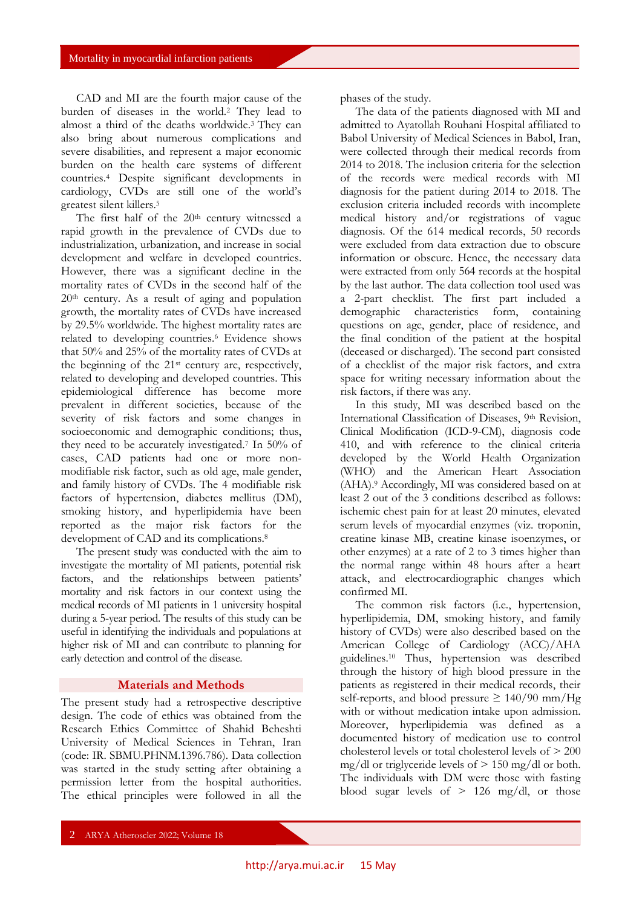CAD and MI are the fourth major cause of the burden of diseases in the world.[2] They lead to almost a third of the deaths worldwide.[3] They can also bring about numerous complications and severe disabilities, and represent a major economic burden on the health care systems of different countries.[4] Despite significant developments in cardiology, CVDs are still one of the world's greatest silent killers.[5]

The first half of the 20th century witnessed a rapid growth in the prevalence of CVDs due to industrialization, urbanization, and increase in social development and welfare in developed countries. However, there was a significant decline in the mortality rates of CVDs in the second half of the 20th century. As a result of aging and population growth, the mortality rates of CVDs have increased by 29.5% worldwide. The highest mortality rates are related to developing countries.[6] Evidence shows that 50% and 25% of the mortality rates of CVDs at the beginning of the 21st century are, respectively, related to developing and developed countries. This epidemiological difference has become more prevalent in different societies, because of the severity of risk factors and some changes in socioeconomic and demographic conditions; thus, they need to be accurately investigated.[7] In 50% of cases, CAD patients had one or more non-modifiable risk factor, such as old age, male gender, and family history of CVDs. The 4 modifiable risk factors of hypertension, diabetes mellitus (DM), smoking history, and hyperlipidemia have been reported as the major risk factors for the development of CAD and its complications.[8]

The present study was conducted with the aim to investigate the mortality of MI patients, potential risk factors, and the relationships between patients' mortality and risk factors in our context using the medical records of MI patients in 1 university hospital during a 5-year period. The results of this study can be useful in identifying the individuals and populations at higher risk of MI and can contribute to planning for early detection and control of the disease.

## Materials and Methods

The present study had a retrospective descriptive design. The code of ethics was obtained from the Research Ethics Committee of Shahid Beheshti University of Medical Sciences in Tehran, Iran (code: IR. SBMU.PHNM.1396.786). Data collection was started in the study setting after obtaining a permission letter from the hospital authorities. The ethical principles were followed in all the phases of the study.

The data of the patients diagnosed with MI and admitted to Ayatollah Rouhani Hospital affiliated to Babol University of Medical Sciences in Babol, Iran, were collected through their medical records from 2014 to 2018. The inclusion criteria for the selection of the records were medical records with MI diagnosis for the patient during 2014 to 2018. The exclusion criteria included records with incomplete medical history and/or registrations of vague diagnosis. Of the 614 medical records, 50 records were excluded from data extraction due to obscure information or obscure. Hence, the necessary data were extracted from only 564 records at the hospital by the last author. The data collection tool used was a 2-part checklist. The first part included a demographic characteristics form, containing questions on age, gender, place of residence, and the final condition of the patient at the hospital (deceased or discharged). The second part consisted of a checklist of the major risk factors, and extra space for writing necessary information about the risk factors, if there was any.

In this study, MI was described based on the International Classification of Diseases, 9th Revision, Clinical Modification (ICD-9-CM), diagnosis code 410, and with reference to the clinical criteria developed by the World Health Organization (WHO) and the American Heart Association (AHA).[9] Accordingly, MI was considered based on at least 2 out of the 3 conditions described as follows: ischemic chest pain for at least 20 minutes, elevated serum levels of myocardial enzymes (viz. troponin, creatine kinase MB, creatine kinase isoenzymes, or other enzymes) at a rate of 2 to 3 times higher than the normal range within 48 hours after a heart attack, and electrocardiographic changes which confirmed MI.

The common risk factors (i.e., hypertension, hyperlipidemia, DM, smoking history, and family history of CVDs) were also described based on the American College of Cardiology (ACC)/AHA guidelines.[10] Thus, hypertension was described through the history of high blood pressure in the patients as registered in their medical records, their self-reports, and blood pressure ≥ 140/90 mm/Hg with or without medication intake upon admission. Moreover, hyperlipidemia was defined as a documented history of medication use to control cholesterol levels or total cholesterol levels of > 200 mg/dl or triglyceride levels of > 150 mg/dl or both. The individuals with DM were those with fasting blood sugar levels of > 126 mg/dl, or those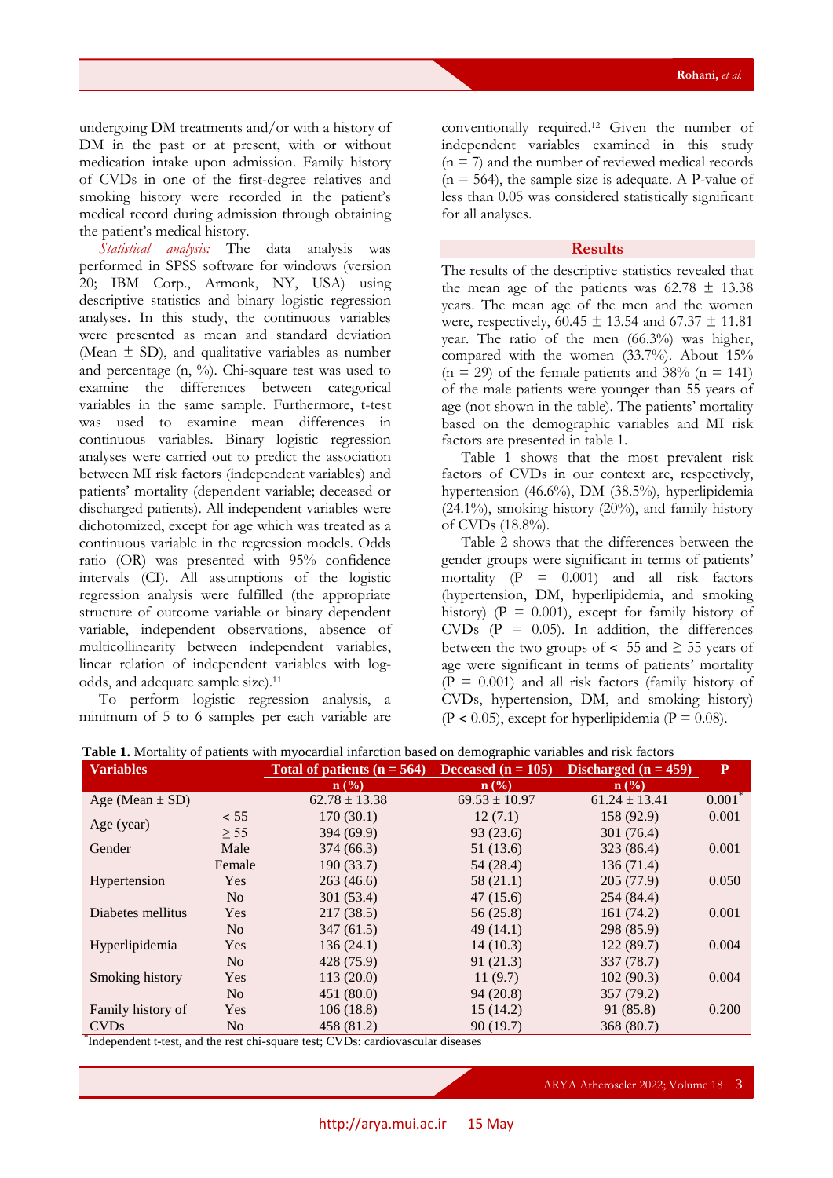undergoing DM treatments and/or with a history of DM in the past or at present, with or without medication intake upon admission. Family history of CVDs in one of the first-degree relatives and smoking history were recorded in the patient's medical record during admission through obtaining the patient's medical history.

*Statistical analysis:* The data analysis was performed in SPSS software for windows (version 20; IBM Corp., Armonk, NY, USA) using descriptive statistics and binary logistic regression analyses. In this study, the continuous variables were presented as mean and standard deviation (Mean ± SD), and qualitative variables as number and percentage (n, %). Chi-square test was used to examine the differences between categorical variables in the same sample. Furthermore, t-test was used to examine mean differences in continuous variables. Binary logistic regression analyses were carried out to predict the association between MI risk factors (independent variables) and patients' mortality (dependent variable; deceased or discharged patients). All independent variables were dichotomized, except for age which was treated as a continuous variable in the regression models. Odds ratio (OR) was presented with 95% confidence intervals (CI). All assumptions of the logistic regression analysis were fulfilled (the appropriate structure of outcome variable or binary dependent variable, independent observations, absence of multicollinearity between independent variables, linear relation of independent variables with log-odds, and adequate sample size).[11]

To perform logistic regression analysis, a minimum of 5 to 6 samples per each variable are conventionally required.[12] Given the number of independent variables examined in this study (n = 7) and the number of reviewed medical records (n = 564), the sample size is adequate. A P-value of less than 0.05 was considered statistically significant for all analyses.

## Results

The results of the descriptive statistics revealed that the mean age of the patients was 62.78 ± 13.38 years. The mean age of the men and the women were, respectively, 60.45 ± 13.54 and 67.37 ± 11.81 year. The ratio of the men (66.3%) was higher, compared with the women (33.7%). About 15% (n = 29) of the female patients and 38% (n = 141) of the male patients were younger than 55 years of age (not shown in the table). The patients' mortality based on the demographic variables and MI risk factors are presented in table 1.

Table 1 shows that the most prevalent risk factors of CVDs in our context are, respectively, hypertension (46.6%), DM (38.5%), hyperlipidemia (24.1%), smoking history (20%), and family history of CVDs (18.8%).

Table 2 shows that the differences between the gender groups were significant in terms of patients' mortality (P = 0.001) and all risk factors (hypertension, DM, hyperlipidemia, and smoking history) (P = 0.001), except for family history of CVDs (P = 0.05). In addition, the differences between the two groups of < 55 and ≥ 55 years of age were significant in terms of patients' mortality (P = 0.001) and all risk factors (family history of CVDs, hypertension, DM, and smoking history) (P < 0.05), except for hyperlipidemia (P = 0.08).

**Table 1.** Mortality of patients with myocardial infarction based on demographic variables and risk factors

| Variables | | Total of patients (n = 564) | Deceased (n = 105) | Discharged (n = 459) | P |
|---|---|---|---|---|---|
| | | n (%) | n (%) | n (%) | |
| Age (Mean ± SD) | | 62.78 ± 13.38 | 69.53 ± 10.97 | 61.24 ± 13.41 | 0.001* |
| Age (year) | < 55 | 170 (30.1) | 12 (7.1) | 158 (92.9) | 0.001 |
| | ≥ 55 | 394 (69.9) | 93 (23.6) | 301 (76.4) | |
| Gender | Male | 374 (66.3) | 51 (13.6) | 323 (86.4) | 0.001 |
| | Female | 190 (33.7) | 54 (28.4) | 136 (71.4) | |
| Hypertension | Yes | 263 (46.6) | 58 (21.1) | 205 (77.9) | 0.050 |
| | No | 301 (53.4) | 47 (15.6) | 254 (84.4) | |
| Diabetes mellitus | Yes | 217 (38.5) | 56 (25.8) | 161 (74.2) | 0.001 |
| | No | 347 (61.5) | 49 (14.1) | 298 (85.9) | |
| Hyperlipidemia | Yes | 136 (24.1) | 14 (10.3) | 122 (89.7) | 0.004 |
| | No | 428 (75.9) | 91 (21.3) | 337 (78.7) | |
| Smoking history | Yes | 113 (20.0) | 11 (9.7) | 102 (90.3) | 0.004 |
| | No | 451 (80.0) | 94 (20.8) | 357 (79.2) | |
| Family history of CVDs | Yes | 106 (18.8) | 15 (14.2) | 91 (85.8) | 0.200 |
| | No | 458 (81.2) | 90 (19.7) | 368 (80.7) | |

*Independent t-test, and the rest chi-square test; CVDs: cardiovascular diseases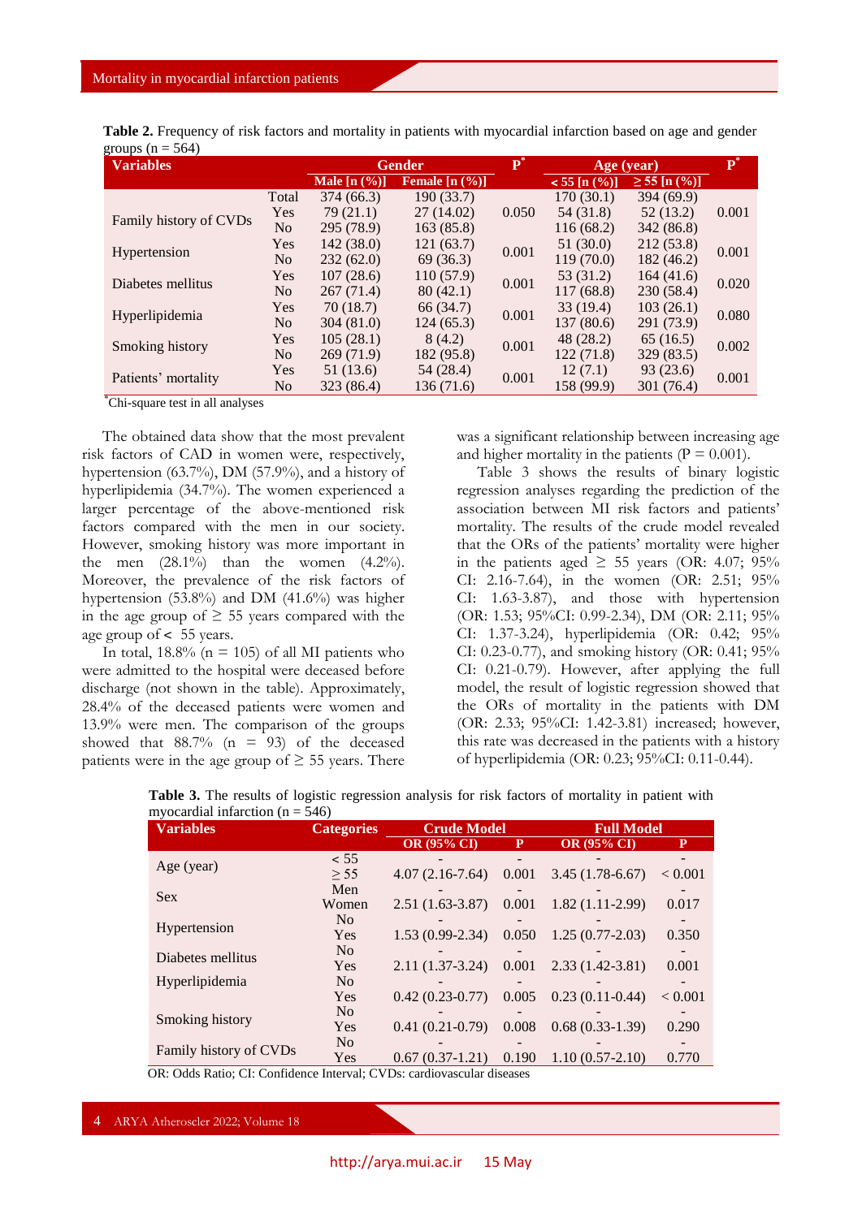**Table 2.** Frequency of risk factors and mortality in patients with myocardial infarction based on age and gender groups (n = 564)

| Variables | | Gender | | P* | Age (year) | | P* |
|---|---|---|---|---|---|---|---|
| | | Male [n (%)] | Female [n (%)] | | < 55 [n (%)] | ≥ 55 [n (%)] | |
| | Total | 374 (66.3) | 190 (33.7) | | 170 (30.1) | 394 (69.9) | |
| Family history of CVDs | Yes | 79 (21.1) | 27 (14.02) | 0.050 | 54 (31.8) | 52 (13.2) | 0.001 |
| | No | 295 (78.9) | 163 (85.8) | | 116 (68.2) | 342 (86.8) | |
| Hypertension | Yes | 142 (38.0) | 121 (63.7) | 0.001 | 51 (30.0) | 212 (53.8) | 0.001 |
| | No | 232 (62.0) | 69 (36.3) | | 119 (70.0) | 182 (46.2) | |
| Diabetes mellitus | Yes | 107 (28.6) | 110 (57.9) | 0.001 | 53 (31.2) | 164 (41.6) | 0.020 |
| | No | 267 (71.4) | 80 (42.1) | | 117 (68.8) | 230 (58.4) | |
| Hyperlipidemia | Yes | 70 (18.7) | 66 (34.7) | 0.001 | 33 (19.4) | 103 (26.1) | 0.080 |
| | No | 304 (81.0) | 124 (65.3) | | 137 (80.6) | 291 (73.9) | |
| Smoking history | Yes | 105 (28.1) | 8 (4.2) | 0.001 | 48 (28.2) | 65 (16.5) | 0.002 |
| | No | 269 (71.9) | 182 (95.8) | | 122 (71.8) | 329 (83.5) | |
| Patients' mortality | Yes | 51 (13.6) | 54 (28.4) | 0.001 | 12 (7.1) | 93 (23.6) | 0.001 |
| | No | 323 (86.4) | 136 (71.6) | | 158 (99.9) | 301 (76.4) | |

*Chi-square test in all analyses

The obtained data show that the most prevalent risk factors of CAD in women were, respectively, hypertension (63.7%), DM (57.9%), and a history of hyperlipidemia (34.7%). The women experienced a larger percentage of the above-mentioned risk factors compared with the men in our society. However, smoking history was more important in the men (28.1%) than the women (4.2%). Moreover, the prevalence of the risk factors of hypertension (53.8%) and DM (41.6%) was higher in the age group of ≥ 55 years compared with the age group of < 55 years.

In total, 18.8% (n = 105) of all MI patients who were admitted to the hospital were deceased before discharge (not shown in the table). Approximately, 28.4% of the deceased patients were women and 13.9% were men. The comparison of the groups showed that 88.7% (n = 93) of the deceased patients were in the age group of ≥ 55 years. There was a significant relationship between increasing age and higher mortality in the patients (P = 0.001).

Table 3 shows the results of binary logistic regression analyses regarding the prediction of the association between MI risk factors and patients' mortality. The results of the crude model revealed that the ORs of the patients' mortality were higher in the patients aged ≥ 55 years (OR: 4.07; 95% CI: 2.16-7.64), in the women (OR: 2.51; 95% CI: 1.63-3.87), and those with hypertension (OR: 1.53; 95%CI: 0.99-2.34), DM (OR: 2.11; 95% CI: 1.37-3.24), hyperlipidemia (OR: 0.42; 95% CI: 0.23-0.77), and smoking history (OR: 0.41; 95% CI: 0.21-0.79). However, after applying the full model, the result of logistic regression showed that the ORs of mortality in the patients with DM (OR: 2.33; 95%CI: 1.42-3.81) increased; however, this rate was decreased in the patients with a history of hyperlipidemia (OR: 0.23; 95%CI: 0.11-0.44).

**Table 3.** The results of logistic regression analysis for risk factors of mortality in patient with myocardial infarction (n = 546)

| Variables | Categories | Crude Model | | Full Model | |
|---|---|---|---|---|---|
| | | OR (95% CI) | P | OR (95% CI) | P |
| Age (year) | < 55 | - | - | - | - |
| | ≥ 55 | 4.07 (2.16-7.64) | 0.001 | 3.45 (1.78-6.67) | < 0.001 |
| Sex | Men | - | - | - | - |
| | Women | 2.51 (1.63-3.87) | 0.001 | 1.82 (1.11-2.99) | 0.017 |
| Hypertension | No | - | - | - | - |
| | Yes | 1.53 (0.99-2.34) | 0.050 | 1.25 (0.77-2.03) | 0.350 |
| Diabetes mellitus | No | - | - | - | - |
| | Yes | 2.11 (1.37-3.24) | 0.001 | 2.33 (1.42-3.81) | 0.001 |
| Hyperlipidemia | No | - | - | - | - |
| | Yes | 0.42 (0.23-0.77) | 0.005 | 0.23 (0.11-0.44) | < 0.001 |
| Smoking history | No | - | - | - | - |
| | Yes | 0.41 (0.21-0.79) | 0.008 | 0.68 (0.33-1.39) | 0.290 |
| Family history of CVDs | No | - | - | - | - |
| | Yes | 0.67 (0.37-1.21) | 0.190 | 1.10 (0.57-2.10) | 0.770 |

OR: Odds Ratio; CI: Confidence Interval; CVDs: cardiovascular diseases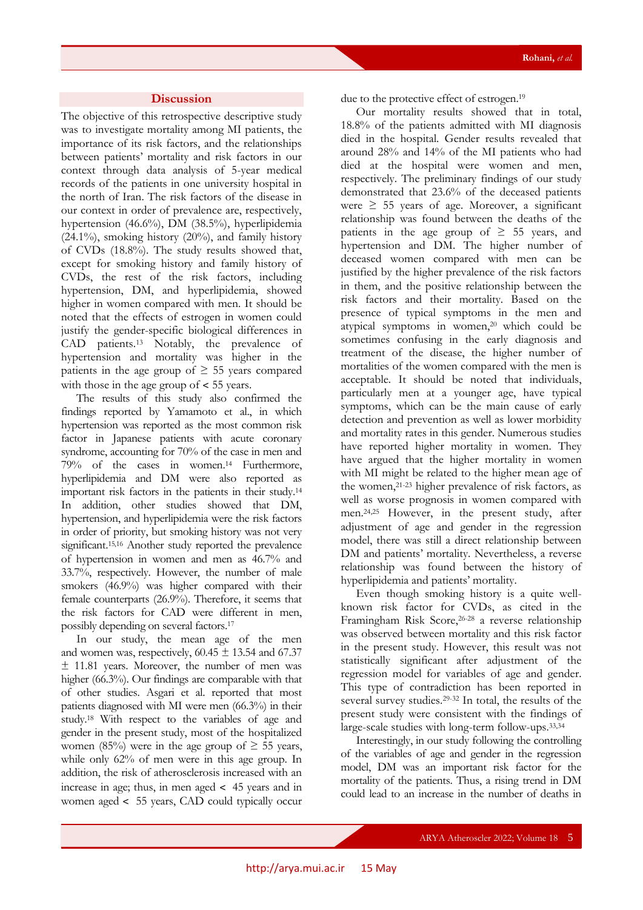## Discussion

The objective of this retrospective descriptive study was to investigate mortality among MI patients, the importance of its risk factors, and the relationships between patients' mortality and risk factors in our context through data analysis of 5-year medical records of the patients in one university hospital in the north of Iran. The risk factors of the disease in our context in order of prevalence are, respectively, hypertension (46.6%), DM (38.5%), hyperlipidemia (24.1%), smoking history (20%), and family history of CVDs (18.8%). The study results showed that, except for smoking history and family history of CVDs, the rest of the risk factors, including hypertension, DM, and hyperlipidemia, showed higher in women compared with men. It should be noted that the effects of estrogen in women could justify the gender-specific biological differences in CAD patients.[13] Notably, the prevalence of hypertension and mortality was higher in the patients in the age group of ≥ 55 years compared with those in the age group of < 55 years.

The results of this study also confirmed the findings reported by Yamamoto et al., in which hypertension was reported as the most common risk factor in Japanese patients with acute coronary syndrome, accounting for 70% of the case in men and 79% of the cases in women.[14] Furthermore, hyperlipidemia and DM were also reported as important risk factors in the patients in their study.[14] In addition, other studies showed that DM, hypertension, and hyperlipidemia were the risk factors in order of priority, but smoking history was not very significant.[15,16] Another study reported the prevalence of hypertension in women and men as 46.7% and 33.7%, respectively. However, the number of male smokers (46.9%) was higher compared with their female counterparts (26.9%). Therefore, it seems that the risk factors for CAD were different in men, possibly depending on several factors.[17]

In our study, the mean age of the men and women was, respectively, 60.45 ± 13.54 and 67.37 ± 11.81 years. Moreover, the number of men was higher (66.3%). Our findings are comparable with that of other studies. Asgari et al. reported that most patients diagnosed with MI were men (66.3%) in their study.[18] With respect to the variables of age and gender in the present study, most of the hospitalized women (85%) were in the age group of ≥ 55 years, while only 62% of men were in this age group. In addition, the risk of atherosclerosis increased with an increase in age; thus, in men aged < 45 years and in women aged < 55 years, CAD could typically occur due to the protective effect of estrogen.[19]

Our mortality results showed that in total, 18.8% of the patients admitted with MI diagnosis died in the hospital. Gender results revealed that around 28% and 14% of the MI patients who had died at the hospital were women and men, respectively. The preliminary findings of our study demonstrated that 23.6% of the deceased patients were ≥ 55 years of age. Moreover, a significant relationship was found between the deaths of the patients in the age group of ≥ 55 years, and hypertension and DM. The higher number of deceased women compared with men can be justified by the higher prevalence of the risk factors in them, and the positive relationship between the risk factors and their mortality. Based on the presence of typical symptoms in the men and atypical symptoms in women,[20] which could be sometimes confusing in the early diagnosis and treatment of the disease, the higher number of mortalities of the women compared with the men is acceptable. It should be noted that individuals, particularly men at a younger age, have typical symptoms, which can be the main cause of early detection and prevention as well as lower morbidity and mortality rates in this gender. Numerous studies have reported higher mortality in women. They have argued that the higher mortality in women with MI might be related to the higher mean age of the women,[21-23] higher prevalence of risk factors, as well as worse prognosis in women compared with men.[24,25] However, in the present study, after adjustment of age and gender in the regression model, there was still a direct relationship between DM and patients' mortality. Nevertheless, a reverse relationship was found between the history of hyperlipidemia and patients' mortality.

Even though smoking history is a quite well-known risk factor for CVDs, as cited in the Framingham Risk Score,[26-28] a reverse relationship was observed between mortality and this risk factor in the present study. However, this result was not statistically significant after adjustment of the regression model for variables of age and gender. This type of contradiction has been reported in several survey studies.[29-32] In total, the results of the present study were consistent with the findings of large-scale studies with long-term follow-ups.[33,34]

Interestingly, in our study following the controlling of the variables of age and gender in the regression model, DM was an important risk factor for the mortality of the patients. Thus, a rising trend in DM could lead to an increase in the number of deaths in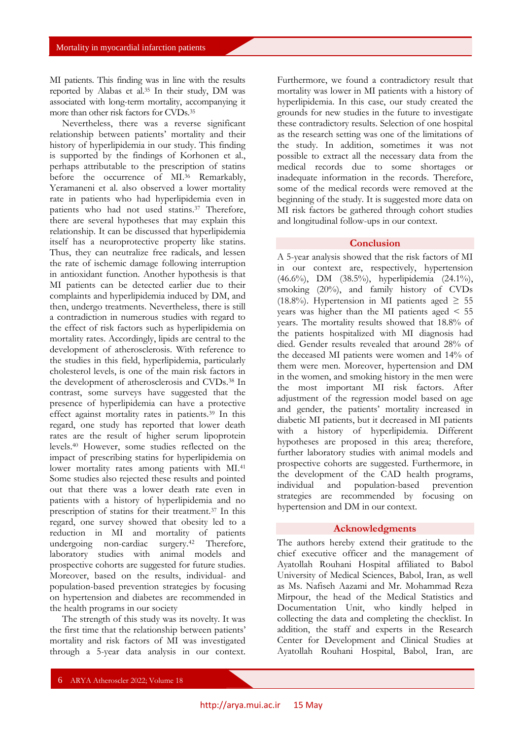MI patients. This finding was in line with the results reported by Alabas et al.[35] In their study, DM was associated with long-term mortality, accompanying it more than other risk factors for CVDs.[35]

Nevertheless, there was a reverse significant relationship between patients' mortality and their history of hyperlipidemia in our study. This finding is supported by the findings of Korhonen et al., perhaps attributable to the prescription of statins before the occurrence of MI.[36] Remarkably, Yeramaneni et al. also observed a lower mortality rate in patients who had hyperlipidemia even in patients who had not used statins.[37] Therefore, there are several hypotheses that may explain this relationship. It can be discussed that hyperlipidemia itself has a neuroprotective property like statins. Thus, they can neutralize free radicals, and lessen the rate of ischemic damage following interruption in antioxidant function. Another hypothesis is that MI patients can be detected earlier due to their complaints and hyperlipidemia induced by DM, and then, undergo treatments. Nevertheless, there is still a contradiction in numerous studies with regard to the effect of risk factors such as hyperlipidemia on mortality rates. Accordingly, lipids are central to the development of atherosclerosis. With reference to the studies in this field, hyperlipidemia, particularly cholesterol levels, is one of the main risk factors in the development of atherosclerosis and CVDs.[38] In contrast, some surveys have suggested that the presence of hyperlipidemia can have a protective effect against mortality rates in patients.[39] In this regard, one study has reported that lower death rates are the result of higher serum lipoprotein levels.[40] However, some studies reflected on the impact of prescribing statins for hyperlipidemia on lower mortality rates among patients with MI.[41] Some studies also rejected these results and pointed out that there was a lower death rate even in patients with a history of hyperlipidemia and no prescription of statins for their treatment.[37] In this regard, one survey showed that obesity led to a reduction in MI and mortality of patients undergoing non-cardiac surgery.[42] Therefore, laboratory studies with animal models and prospective cohorts are suggested for future studies. Moreover, based on the results, individual- and population-based prevention strategies by focusing on hypertension and diabetes are recommended in the health programs in our society

The strength of this study was its novelty. It was the first time that the relationship between patients' mortality and risk factors of MI was investigated through a 5-year data analysis in our context. Furthermore, we found a contradictory result that mortality was lower in MI patients with a history of hyperlipidemia. In this case, our study created the grounds for new studies in the future to investigate these contradictory results. Selection of one hospital as the research setting was one of the limitations of the study. In addition, sometimes it was not possible to extract all the necessary data from the medical records due to some shortages or inadequate information in the records. Therefore, some of the medical records were removed at the beginning of the study. It is suggested more data on MI risk factors be gathered through cohort studies and longitudinal follow-ups in our context.

## Conclusion

A 5-year analysis showed that the risk factors of MI in our context are, respectively, hypertension (46.6%), DM (38.5%), hyperlipidemia (24.1%), smoking (20%), and family history of CVDs (18.8%). Hypertension in MI patients aged ≥ 55 years was higher than the MI patients aged < 55 years. The mortality results showed that 18.8% of the patients hospitalized with MI diagnosis had died. Gender results revealed that around 28% of the deceased MI patients were women and 14% of them were men. Moreover, hypertension and DM in the women, and smoking history in the men were the most important MI risk factors. After adjustment of the regression model based on age and gender, the patients' mortality increased in diabetic MI patients, but it decreased in MI patients with a history of hyperlipidemia. Different hypotheses are proposed in this area; therefore, further laboratory studies with animal models and prospective cohorts are suggested. Furthermore, in the development of the CAD health programs, individual and population-based prevention strategies are recommended by focusing on hypertension and DM in our context.

## Acknowledgments

The authors hereby extend their gratitude to the chief executive officer and the management of Ayatollah Rouhani Hospital affiliated to Babol University of Medical Sciences, Babol, Iran, as well as Ms. Nafiseh Aazami and Mr. Mohammad Reza Mirpour, the head of the Medical Statistics and Documentation Unit, who kindly helped in collecting the data and completing the checklist. In addition, the staff and experts in the Research Center for Development and Clinical Studies at Ayatollah Rouhani Hospital, Babol, Iran, are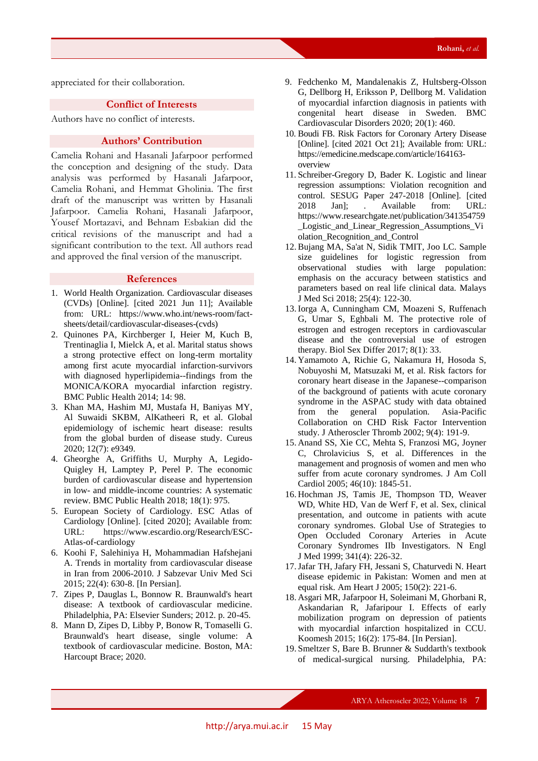appreciated for their collaboration.

## Conflict of Interests

Authors have no conflict of interests.

## Authors' Contribution

Camelia Rohani and Hasanali Jafarpoor performed the conception and designing of the study. Data analysis was performed by Hasanali Jafarpoor, Camelia Rohani, and Hemmat Gholinia. The first draft of the manuscript was written by Hasanali Jafarpoor. Camelia Rohani, Hasanali Jafarpoor, Yousef Mortazavi, and Behnam Esbakian did the critical revisions of the manuscript and had a significant contribution to the text. All authors read and approved the final version of the manuscript.

## References

1. World Health Organization. Cardiovascular diseases (CVDs) [Online]. [cited 2021 Jun 11]; Available from: URL: https://www.who.int/news-room/fact-sheets/detail/cardiovascular-diseases-(cvds)
2. Quinones PA, Kirchberger I, Heier M, Kuch B, Trentinaglia I, Mielck A, et al. Marital status shows a strong protective effect on long-term mortality among first acute myocardial infarction-survivors with diagnosed hyperlipidemia--findings from the MONICA/KORA myocardial infarction registry. BMC Public Health 2014; 14: 98.
3. Khan MA, Hashim MJ, Mustafa H, Baniyas MY, Al Suwaidi SKBM, AlKatheeri R, et al. Global epidemiology of ischemic heart disease: results from the global burden of disease study. Cureus 2020; 12(7): e9349.
4. Gheorghe A, Griffiths U, Murphy A, Legido-Quigley H, Lamptey P, Perel P. The economic burden of cardiovascular disease and hypertension in low- and middle-income countries: A systematic review. BMC Public Health 2018; 18(1): 975.
5. European Society of Cardiology. ESC Atlas of Cardiology [Online]. [cited 2020]; Available from: URL: https://www.escardio.org/Research/ESC-Atlas-of-cardiology
6. Koohi F, Salehiniya H, Mohammadian Hafshejani A. Trends in mortality from cardiovascular disease in Iran from 2006-2010. J Sabzevar Univ Med Sci 2015; 22(4): 630-8. [In Persian].
7. Zipes P, Dauglas L, Bonnow R. Braunwald's heart disease: A textbook of cardiovascular medicine. Philadelphia, PA: Elsevier Sunders; 2012. p. 20-45.
8. Mann D, Zipes D, Libby P, Bonow R, Tomaselli G. Braunwald's heart disease, single volume: A textbook of cardiovascular medicine. Boston, MA: Harcoupt Brace; 2020.
9. Fedchenko M, Mandalenakis Z, Hultsberg-Olsson G, Dellborg H, Eriksson P, Dellborg M. Validation of myocardial infarction diagnosis in patients with congenital heart disease in Sweden. BMC Cardiovascular Disorders 2020; 20(1): 460.
10. Boudi FB. Risk Factors for Coronary Artery Disease [Online]. [cited 2021 Oct 21]; Available from: URL: https://emedicine.medscape.com/article/164163-overview
11. Schreiber-Gregory D, Bader K. Logistic and linear regression assumptions: Violation recognition and control. SESUG Paper 247-2018 [Online]. [cited 2018 Jan]; . Available from: URL: https://www.researchgate.net/publication/341354759_Logistic_and_Linear_Regression_Assumptions_Violation_Recognition_and_Control
12. Bujang MA, Sa'at N, Sidik TMIT, Joo LC. Sample size guidelines for logistic regression from observational studies with large population: emphasis on the accuracy between statistics and parameters based on real life clinical data. Malays J Med Sci 2018; 25(4): 122-30.
13. Iorga A, Cunningham CM, Moazeni S, Ruffenach G, Umar S, Eghbali M. The protective role of estrogen and estrogen receptors in cardiovascular disease and the controversial use of estrogen therapy. Biol Sex Differ 2017; 8(1): 33.
14. Yamamoto A, Richie G, Nakamura H, Hosoda S, Nobuyoshi M, Matsuzaki M, et al. Risk factors for coronary heart disease in the Japanese--comparison of the background of patients with acute coronary syndrome in the ASPAC study with data obtained from the general population. Asia-Pacific Collaboration on CHD Risk Factor Intervention study. J Atheroscler Thromb 2002; 9(4): 191-9.
15. Anand SS, Xie CC, Mehta S, Franzosi MG, Joyner C, Chrolavicius S, et al. Differences in the management and prognosis of women and men who suffer from acute coronary syndromes. J Am Coll Cardiol 2005; 46(10): 1845-51.
16. Hochman JS, Tamis JE, Thompson TD, Weaver WD, White HD, Van de Werf F, et al. Sex, clinical presentation, and outcome in patients with acute coronary syndromes. Global Use of Strategies to Open Occluded Coronary Arteries in Acute Coronary Syndromes IIb Investigators. N Engl J Med 1999; 341(4): 226-32.
17. Jafar TH, Jafary FH, Jessani S, Chaturvedi N. Heart disease epidemic in Pakistan: Women and men at equal risk. Am Heart J 2005; 150(2): 221-6.
18. Asgari MR, Jafarpoor H, Soleimani M, Ghorbani R, Askandarian R, Jafaripour I. Effects of early mobilization program on depression of patients with myocardial infarction hospitalized in CCU. Koomesh 2015; 16(2): 175-84. [In Persian].
19. Smeltzer S, Bare B. Brunner & Suddarth's textbook of medical-surgical nursing. Philadelphia, PA: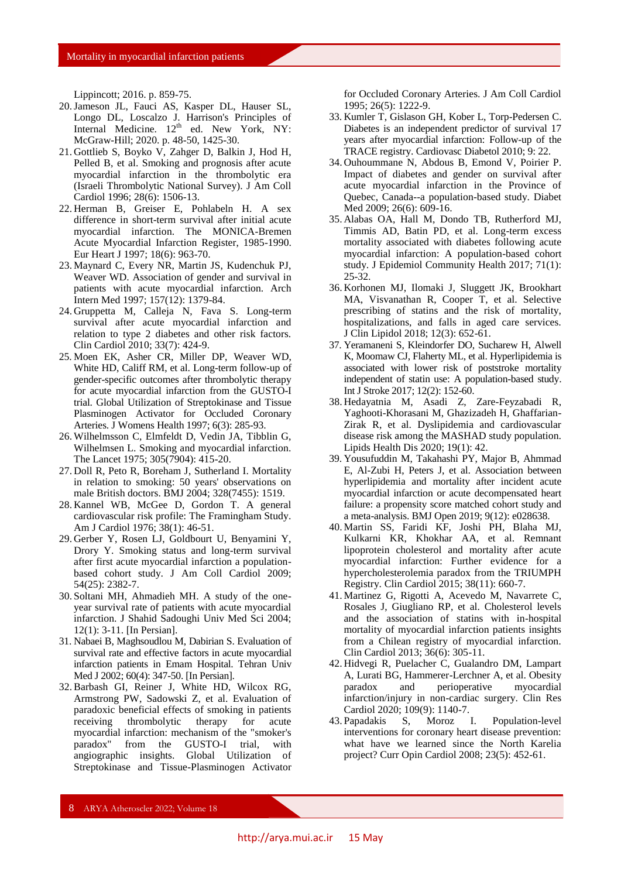Lippincott; 2016. p. 859-75.

20. Jameson JL, Fauci AS, Kasper DL, Hauser SL, Longo DL, Loscalzo J. Harrison's Principles of Internal Medicine. 12th ed. New York, NY: McGraw-Hill; 2020. p. 48-50, 1425-30.
21. Gottlieb S, Boyko V, Zahger D, Balkin J, Hod H, Pelled B, et al. Smoking and prognosis after acute myocardial infarction in the thrombolytic era (Israeli Thrombolytic National Survey). J Am Coll Cardiol 1996; 28(6): 1506-13.
22. Herman B, Greiser E, Pohlabeln H. A sex difference in short-term survival after initial acute myocardial infarction. The MONICA-Bremen Acute Myocardial Infarction Register, 1985-1990. Eur Heart J 1997; 18(6): 963-70.
23. Maynard C, Every NR, Martin JS, Kudenchuk PJ, Weaver WD. Association of gender and survival in patients with acute myocardial infarction. Arch Intern Med 1997; 157(12): 1379-84.
24. Gruppetta M, Calleja N, Fava S. Long-term survival after acute myocardial infarction and relation to type 2 diabetes and other risk factors. Clin Cardiol 2010; 33(7): 424-9.
25. Moen EK, Asher CR, Miller DP, Weaver WD, White HD, Califf RM, et al. Long-term follow-up of gender-specific outcomes after thrombolytic therapy for acute myocardial infarction from the GUSTO-I trial. Global Utilization of Streptokinase and Tissue Plasminogen Activator for Occluded Coronary Arteries. J Womens Health 1997; 6(3): 285-93.
26. Wilhelmsson C, Elmfeldt D, Vedin JA, Tibblin G, Wilhelmsen L. Smoking and myocardial infarction. The Lancet 1975; 305(7904): 415-20.
27. Doll R, Peto R, Boreham J, Sutherland I. Mortality in relation to smoking: 50 years' observations on male British doctors. BMJ 2004; 328(7455): 1519.
28. Kannel WB, McGee D, Gordon T. A general cardiovascular risk profile: The Framingham Study. Am J Cardiol 1976; 38(1): 46-51.
29. Gerber Y, Rosen LJ, Goldbourt U, Benyamini Y, Drory Y. Smoking status and long-term survival after first acute myocardial infarction a population-based cohort study. J Am Coll Cardiol 2009; 54(25): 2382-7.
30. Soltani MH, Ahmadieh MH. A study of the one-year survival rate of patients with acute myocardial infarction. J Shahid Sadoughi Univ Med Sci 2004; 12(1): 3-11. [In Persian].
31. Nabaei B, Maghsoudlou M, Dabirian S. Evaluation of survival rate and effective factors in acute myocardial infarction patients in Emam Hospital. Tehran Univ Med J 2002; 60(4): 347-50. [In Persian].
32. Barbash GI, Reiner J, White HD, Wilcox RG, Armstrong PW, Sadowski Z, et al. Evaluation of paradoxic beneficial effects of smoking in patients receiving thrombolytic therapy for acute myocardial infarction: mechanism of the "smoker's paradox" from the GUSTO-I trial, with angiographic insights. Global Utilization of Streptokinase and Tissue-Plasminogen Activator for Occluded Coronary Arteries. J Am Coll Cardiol 1995; 26(5): 1222-9.
33. Kumler T, Gislason GH, Kober L, Torp-Pedersen C. Diabetes is an independent predictor of survival 17 years after myocardial infarction: Follow-up of the TRACE registry. Cardiovasc Diabetol 2010; 9: 22.
34. Ouhoummane N, Abdous B, Emond V, Poirier P. Impact of diabetes and gender on survival after acute myocardial infarction in the Province of Quebec, Canada--a population-based study. Diabet Med 2009; 26(6): 609-16.
35. Alabas OA, Hall M, Dondo TB, Rutherford MJ, Timmis AD, Batin PD, et al. Long-term excess mortality associated with diabetes following acute myocardial infarction: A population-based cohort study. J Epidemiol Community Health 2017; 71(1): 25-32.
36. Korhonen MJ, Ilomaki J, Sluggett JK, Brookhart MA, Visvanathan R, Cooper T, et al. Selective prescribing of statins and the risk of mortality, hospitalizations, and falls in aged care services. J Clin Lipidol 2018; 12(3): 652-61.
37. Yeramaneni S, Kleindorfer DO, Sucharew H, Alwell K, Moomaw CJ, Flaherty ML, et al. Hyperlipidemia is associated with lower risk of poststroke mortality independent of statin use: A population-based study. Int J Stroke 2017; 12(2): 152-60.
38. Hedayatnia M, Asadi Z, Zare-Feyzabadi R, Yaghooti-Khorasani M, Ghazizadeh H, Ghaffarian-Zirak R, et al. Dyslipidemia and cardiovascular disease risk among the MASHAD study population. Lipids Health Dis 2020; 19(1): 42.
39. Yousufuddin M, Takahashi PY, Major B, Ahmmad E, Al-Zubi H, Peters J, et al. Association between hyperlipidemia and mortality after incident acute myocardial infarction or acute decompensated heart failure: a propensity score matched cohort study and a meta-analysis. BMJ Open 2019; 9(12): e028638.
40. Martin SS, Faridi KF, Joshi PH, Blaha MJ, Kulkarni KR, Khokhar AA, et al. Remnant lipoprotein cholesterol and mortality after acute myocardial infarction: Further evidence for a hypercholesterolemia paradox from the TRIUMPH Registry. Clin Cardiol 2015; 38(11): 660-7.
41. Martinez G, Rigotti A, Acevedo M, Navarrete C, Rosales J, Giugliano RP, et al. Cholesterol levels and the association of statins with in-hospital mortality of myocardial infarction patients insights from a Chilean registry of myocardial infarction. Clin Cardiol 2013; 36(6): 305-11.
42. Hidvegi R, Puelacher C, Gualandro DM, Lampart A, Lurati BG, Hammerer-Lerchner A, et al. Obesity paradox and perioperative myocardial infarction/injury in non-cardiac surgery. Clin Res Cardiol 2020; 109(9): 1140-7.
43. Papadakis S, Moroz I. Population-level interventions for coronary heart disease prevention: what have we learned since the North Karelia project? Curr Opin Cardiol 2008; 23(5): 452-61.